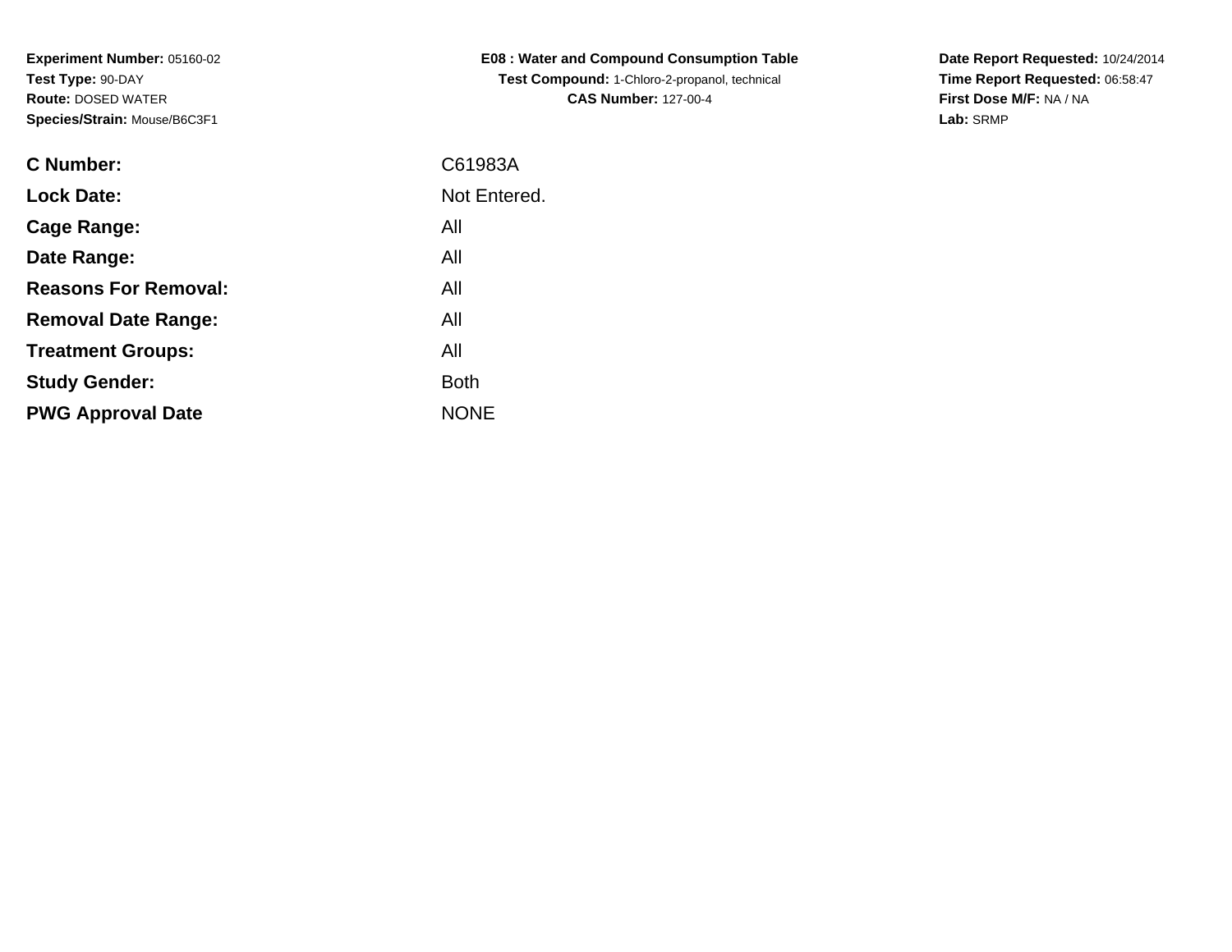**Experiment Number:** 05160-02
**Test Type:** 90-DAY
**Route:** DOSED WATER
**Species/Strain:** Mouse/B6C3F1

**E08 : Water and Compound Consumption Table**
**Test Compound:** 1-Chloro-2-propanol, technical
**CAS Number:** 127-00-4

**Date Report Requested:** 10/24/2014
**Time Report Requested:** 06:58:47
**First Dose M/F:** NA / NA
**Lab:** SRMP

| | |
|---|---|
| **C Number:** | C61983A |
| **Lock Date:** | Not Entered. |
| **Cage Range:** | All |
| **Date Range:** | All |
| **Reasons For Removal:** | All |
| **Removal Date Range:** | All |
| **Treatment Groups:** | All |
| **Study Gender:** | Both |
| **PWG Approval Date** | NONE |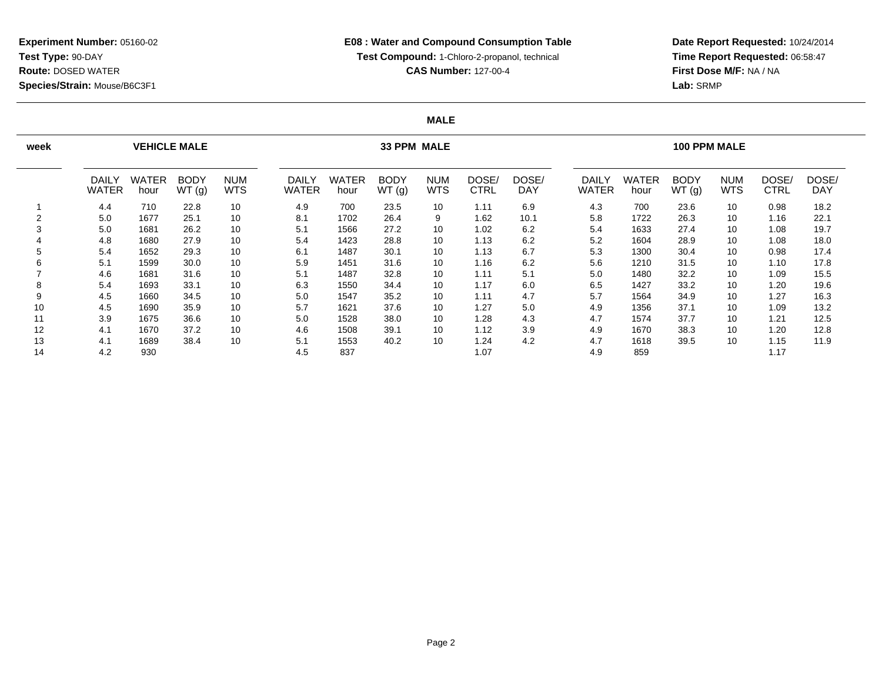**Experiment Number:** 05160-02
**Test Type:** 90-DAY
**Route:** DOSED WATER
**Species/Strain:** Mouse/B6C3F1

**E08 : Water and Compound Consumption Table**
**Test Compound:** 1-Chloro-2-propanol, technical
**CAS Number:** 127-00-4

**Date Report Requested:** 10/24/2014
**Time Report Requested:** 06:58:47
**First Dose M/F:** NA / NA
**Lab:** SRMP

## MALE

| week | VEHICLE MALE | | | | 33 PPM MALE | | | | | | 100 PPM MALE | | | | | |
|---|---|---|---|---|---|---|---|---|---|---|---|---|---|---|---|---|
| | DAILY WATER | WATER hour | BODY WT (g) | NUM WTS | DAILY WATER | WATER hour | BODY WT (g) | NUM WTS | DOSE/ CTRL | DOSE/ DAY | DAILY WATER | WATER hour | BODY WT (g) | NUM WTS | DOSE/ CTRL | DOSE/ DAY |
| 1 | 4.4 | 710 | 22.8 | 10 | 4.9 | 700 | 23.5 | 10 | 1.11 | 6.9 | 4.3 | 700 | 23.6 | 10 | 0.98 | 18.2 |
| 2 | 5.0 | 1677 | 25.1 | 10 | 8.1 | 1702 | 26.4 | 9 | 1.62 | 10.1 | 5.8 | 1722 | 26.3 | 10 | 1.16 | 22.1 |
| 3 | 5.0 | 1681 | 26.2 | 10 | 5.1 | 1566 | 27.2 | 10 | 1.02 | 6.2 | 5.4 | 1633 | 27.4 | 10 | 1.08 | 19.7 |
| 4 | 4.8 | 1680 | 27.9 | 10 | 5.4 | 1423 | 28.8 | 10 | 1.13 | 6.2 | 5.2 | 1604 | 28.9 | 10 | 1.08 | 18.0 |
| 5 | 5.4 | 1652 | 29.3 | 10 | 6.1 | 1487 | 30.1 | 10 | 1.13 | 6.7 | 5.3 | 1300 | 30.4 | 10 | 0.98 | 17.4 |
| 6 | 5.1 | 1599 | 30.0 | 10 | 5.9 | 1451 | 31.6 | 10 | 1.16 | 6.2 | 5.6 | 1210 | 31.5 | 10 | 1.10 | 17.8 |
| 7 | 4.6 | 1681 | 31.6 | 10 | 5.1 | 1487 | 32.8 | 10 | 1.11 | 5.1 | 5.0 | 1480 | 32.2 | 10 | 1.09 | 15.5 |
| 8 | 5.4 | 1693 | 33.1 | 10 | 6.3 | 1550 | 34.4 | 10 | 1.17 | 6.0 | 6.5 | 1427 | 33.2 | 10 | 1.20 | 19.6 |
| 9 | 4.5 | 1660 | 34.5 | 10 | 5.0 | 1547 | 35.2 | 10 | 1.11 | 4.7 | 5.7 | 1564 | 34.9 | 10 | 1.27 | 16.3 |
| 10 | 4.5 | 1690 | 35.9 | 10 | 5.7 | 1621 | 37.6 | 10 | 1.27 | 5.0 | 4.9 | 1356 | 37.1 | 10 | 1.09 | 13.2 |
| 11 | 3.9 | 1675 | 36.6 | 10 | 5.0 | 1528 | 38.0 | 10 | 1.28 | 4.3 | 4.7 | 1574 | 37.7 | 10 | 1.21 | 12.5 |
| 12 | 4.1 | 1670 | 37.2 | 10 | 4.6 | 1508 | 39.1 | 10 | 1.12 | 3.9 | 4.9 | 1670 | 38.3 | 10 | 1.20 | 12.8 |
| 13 | 4.1 | 1689 | 38.4 | 10 | 5.1 | 1553 | 40.2 | 10 | 1.24 | 4.2 | 4.7 | 1618 | 39.5 | 10 | 1.15 | 11.9 |
| 14 | 4.2 | 930 | | | 4.5 | 837 | | | 1.07 | | 4.9 | 859 | | | 1.17 | |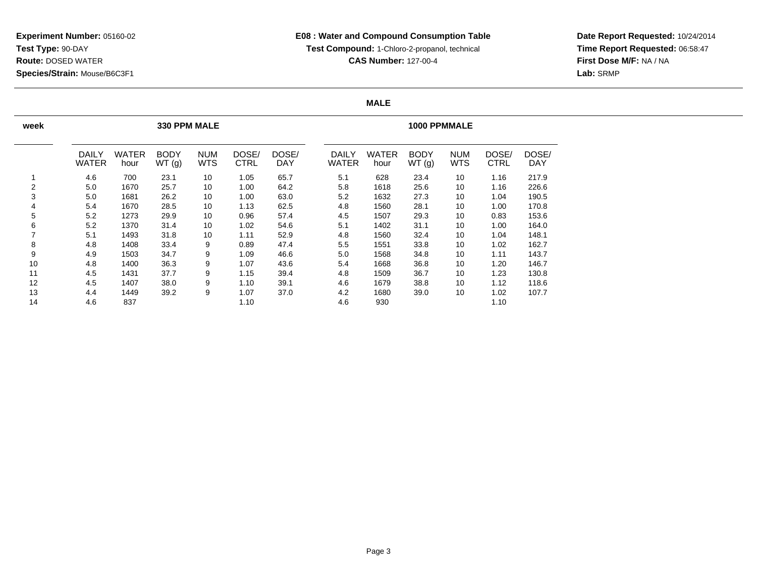**Experiment Number:** 05160-02
**Test Type:** 90-DAY
**Route:** DOSED WATER
**Species/Strain:** Mouse/B6C3F1

**E08 : Water and Compound Consumption Table**
**Test Compound:** 1-Chloro-2-propanol, technical
**CAS Number:** 127-00-4

**Date Report Requested:** 10/24/2014
**Time Report Requested:** 06:58:47
**First Dose M/F:** NA / NA
**Lab:** SRMP

**MALE**

| week | 330 PPM MALE | | | | | | 1000 PPMMALE | | | | | |
|---|---|---|---|---|---|---|---|---|---|---|---|---|
| | DAILY WATER | WATER hour | BODY WT (g) | NUM WTS | DOSE/ CTRL | DOSE/ DAY | DAILY WATER | WATER hour | BODY WT (g) | NUM WTS | DOSE/ CTRL | DOSE/ DAY |
| 1 | 4.6 | 700 | 23.1 | 10 | 1.05 | 65.7 | 5.1 | 628 | 23.4 | 10 | 1.16 | 217.9 |
| 2 | 5.0 | 1670 | 25.7 | 10 | 1.00 | 64.2 | 5.8 | 1618 | 25.6 | 10 | 1.16 | 226.6 |
| 3 | 5.0 | 1681 | 26.2 | 10 | 1.00 | 63.0 | 5.2 | 1632 | 27.3 | 10 | 1.04 | 190.5 |
| 4 | 5.4 | 1670 | 28.5 | 10 | 1.13 | 62.5 | 4.8 | 1560 | 28.1 | 10 | 1.00 | 170.8 |
| 5 | 5.2 | 1273 | 29.9 | 10 | 0.96 | 57.4 | 4.5 | 1507 | 29.3 | 10 | 0.83 | 153.6 |
| 6 | 5.2 | 1370 | 31.4 | 10 | 1.02 | 54.6 | 5.1 | 1402 | 31.1 | 10 | 1.00 | 164.0 |
| 7 | 5.1 | 1493 | 31.8 | 10 | 1.11 | 52.9 | 4.8 | 1560 | 32.4 | 10 | 1.04 | 148.1 |
| 8 | 4.8 | 1408 | 33.4 | 9 | 0.89 | 47.4 | 5.5 | 1551 | 33.8 | 10 | 1.02 | 162.7 |
| 9 | 4.9 | 1503 | 34.7 | 9 | 1.09 | 46.6 | 5.0 | 1568 | 34.8 | 10 | 1.11 | 143.7 |
| 10 | 4.8 | 1400 | 36.3 | 9 | 1.07 | 43.6 | 5.4 | 1668 | 36.8 | 10 | 1.20 | 146.7 |
| 11 | 4.5 | 1431 | 37.7 | 9 | 1.15 | 39.4 | 4.8 | 1509 | 36.7 | 10 | 1.23 | 130.8 |
| 12 | 4.5 | 1407 | 38.0 | 9 | 1.10 | 39.1 | 4.6 | 1679 | 38.8 | 10 | 1.12 | 118.6 |
| 13 | 4.4 | 1449 | 39.2 | 9 | 1.07 | 37.0 | 4.2 | 1680 | 39.0 | 10 | 1.02 | 107.7 |
| 14 | 4.6 | 837 | | | 1.10 | | 4.6 | 930 | | | 1.10 | |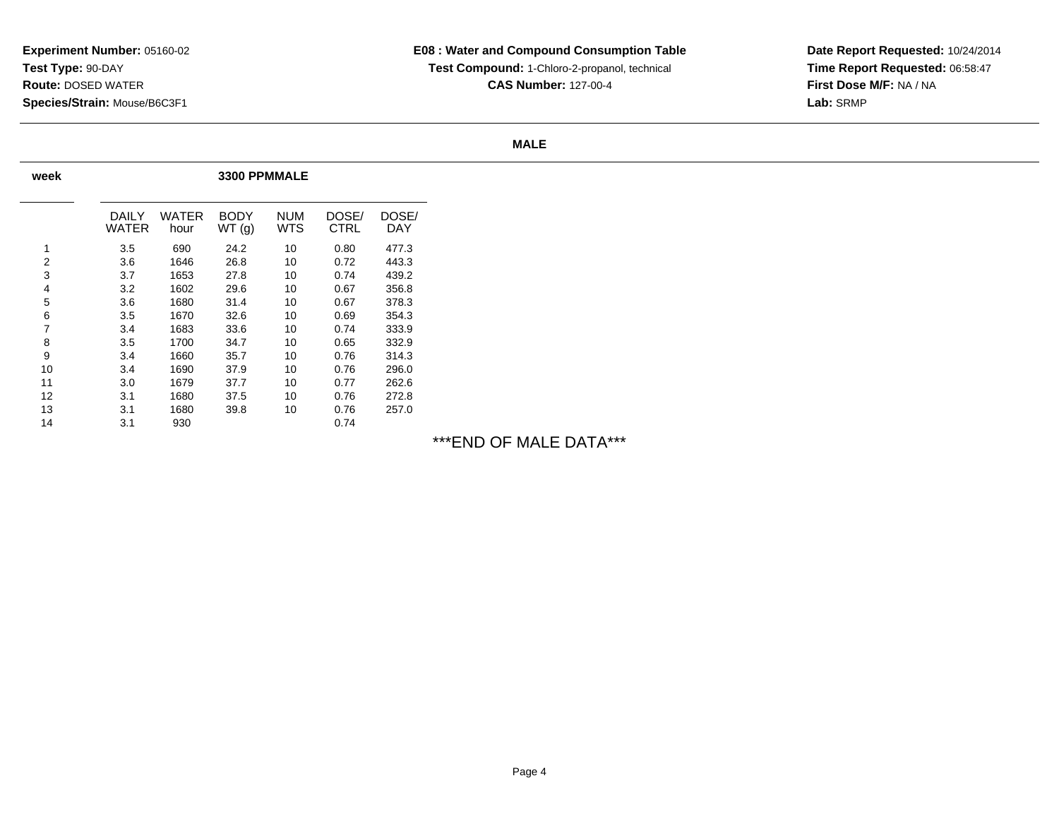**Experiment Number:** 05160-02
**Test Type:** 90-DAY
**Route:** DOSED WATER
**Species/Strain:** Mouse/B6C3F1

**E08 : Water and Compound Consumption Table**
**Test Compound:** 1-Chloro-2-propanol, technical
**CAS Number:** 127-00-4

**Date Report Requested:** 10/24/2014
**Time Report Requested:** 06:58:47
**First Dose M/F:** NA / NA
**Lab:** SRMP

**MALE**

| week | 3300 PPMMALE | | | | | |
|---|---|---|---|---|---|---|
| | DAILY WATER | WATER hour | BODY WT (g) | NUM WTS | DOSE/ CTRL | DOSE/ DAY |
| 1 | 3.5 | 690 | 24.2 | 10 | 0.80 | 477.3 |
| 2 | 3.6 | 1646 | 26.8 | 10 | 0.72 | 443.3 |
| 3 | 3.7 | 1653 | 27.8 | 10 | 0.74 | 439.2 |
| 4 | 3.2 | 1602 | 29.6 | 10 | 0.67 | 356.8 |
| 5 | 3.6 | 1680 | 31.4 | 10 | 0.67 | 378.3 |
| 6 | 3.5 | 1670 | 32.6 | 10 | 0.69 | 354.3 |
| 7 | 3.4 | 1683 | 33.6 | 10 | 0.74 | 333.9 |
| 8 | 3.5 | 1700 | 34.7 | 10 | 0.65 | 332.9 |
| 9 | 3.4 | 1660 | 35.7 | 10 | 0.76 | 314.3 |
| 10 | 3.4 | 1690 | 37.9 | 10 | 0.76 | 296.0 |
| 11 | 3.0 | 1679 | 37.7 | 10 | 0.77 | 262.6 |
| 12 | 3.1 | 1680 | 37.5 | 10 | 0.76 | 272.8 |
| 13 | 3.1 | 1680 | 39.8 | 10 | 0.76 | 257.0 |
| 14 | 3.1 | 930 | | | 0.74 | |

***END OF MALE DATA***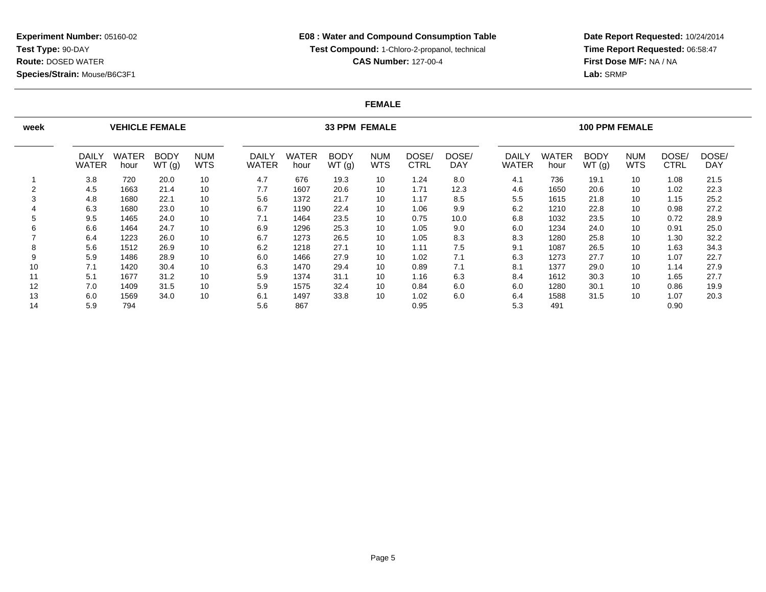**Experiment Number:** 05160-02
**Test Type:** 90-DAY
**Route:** DOSED WATER
**Species/Strain:** Mouse/B6C3F1

**E08 : Water and Compound Consumption Table**
**Test Compound:** 1-Chloro-2-propanol, technical
**CAS Number:** 127-00-4

**Date Report Requested:** 10/24/2014
**Time Report Requested:** 06:58:47
**First Dose M/F:** NA / NA
**Lab:** SRMP

## FEMALE

| week | VEHICLE FEMALE | | | | 33 PPM FEMALE | | | | | | 100 PPM FEMALE | | | | | |
|---|---|---|---|---|---|---|---|---|---|---|---|---|---|---|---|---|
| | DAILY WATER | WATER hour | BODY WT (g) | NUM WTS | DAILY WATER | WATER hour | BODY WT (g) | NUM WTS | DOSE/ CTRL | DOSE/ DAY | DAILY WATER | WATER hour | BODY WT (g) | NUM WTS | DOSE/ CTRL | DOSE/ DAY |
| 1 | 3.8 | 720 | 20.0 | 10 | 4.7 | 676 | 19.3 | 10 | 1.24 | 8.0 | 4.1 | 736 | 19.1 | 10 | 1.08 | 21.5 |
| 2 | 4.5 | 1663 | 21.4 | 10 | 7.7 | 1607 | 20.6 | 10 | 1.71 | 12.3 | 4.6 | 1650 | 20.6 | 10 | 1.02 | 22.3 |
| 3 | 4.8 | 1680 | 22.1 | 10 | 5.6 | 1372 | 21.7 | 10 | 1.17 | 8.5 | 5.5 | 1615 | 21.8 | 10 | 1.15 | 25.2 |
| 4 | 6.3 | 1680 | 23.0 | 10 | 6.7 | 1190 | 22.4 | 10 | 1.06 | 9.9 | 6.2 | 1210 | 22.8 | 10 | 0.98 | 27.2 |
| 5 | 9.5 | 1465 | 24.0 | 10 | 7.1 | 1464 | 23.5 | 10 | 0.75 | 10.0 | 6.8 | 1032 | 23.5 | 10 | 0.72 | 28.9 |
| 6 | 6.6 | 1464 | 24.7 | 10 | 6.9 | 1296 | 25.3 | 10 | 1.05 | 9.0 | 6.0 | 1234 | 24.0 | 10 | 0.91 | 25.0 |
| 7 | 6.4 | 1223 | 26.0 | 10 | 6.7 | 1273 | 26.5 | 10 | 1.05 | 8.3 | 8.3 | 1280 | 25.8 | 10 | 1.30 | 32.2 |
| 8 | 5.6 | 1512 | 26.9 | 10 | 6.2 | 1218 | 27.1 | 10 | 1.11 | 7.5 | 9.1 | 1087 | 26.5 | 10 | 1.63 | 34.3 |
| 9 | 5.9 | 1486 | 28.9 | 10 | 6.0 | 1466 | 27.9 | 10 | 1.02 | 7.1 | 6.3 | 1273 | 27.7 | 10 | 1.07 | 22.7 |
| 10 | 7.1 | 1420 | 30.4 | 10 | 6.3 | 1470 | 29.4 | 10 | 0.89 | 7.1 | 8.1 | 1377 | 29.0 | 10 | 1.14 | 27.9 |
| 11 | 5.1 | 1677 | 31.2 | 10 | 5.9 | 1374 | 31.1 | 10 | 1.16 | 6.3 | 8.4 | 1612 | 30.3 | 10 | 1.65 | 27.7 |
| 12 | 7.0 | 1409 | 31.5 | 10 | 5.9 | 1575 | 32.4 | 10 | 0.84 | 6.0 | 6.0 | 1280 | 30.1 | 10 | 0.86 | 19.9 |
| 13 | 6.0 | 1569 | 34.0 | 10 | 6.1 | 1497 | 33.8 | 10 | 1.02 | 6.0 | 6.4 | 1588 | 31.5 | 10 | 1.07 | 20.3 |
| 14 | 5.9 | 794 | | | 5.6 | 867 | | | 0.95 | | 5.3 | 491 | | | 0.90 | |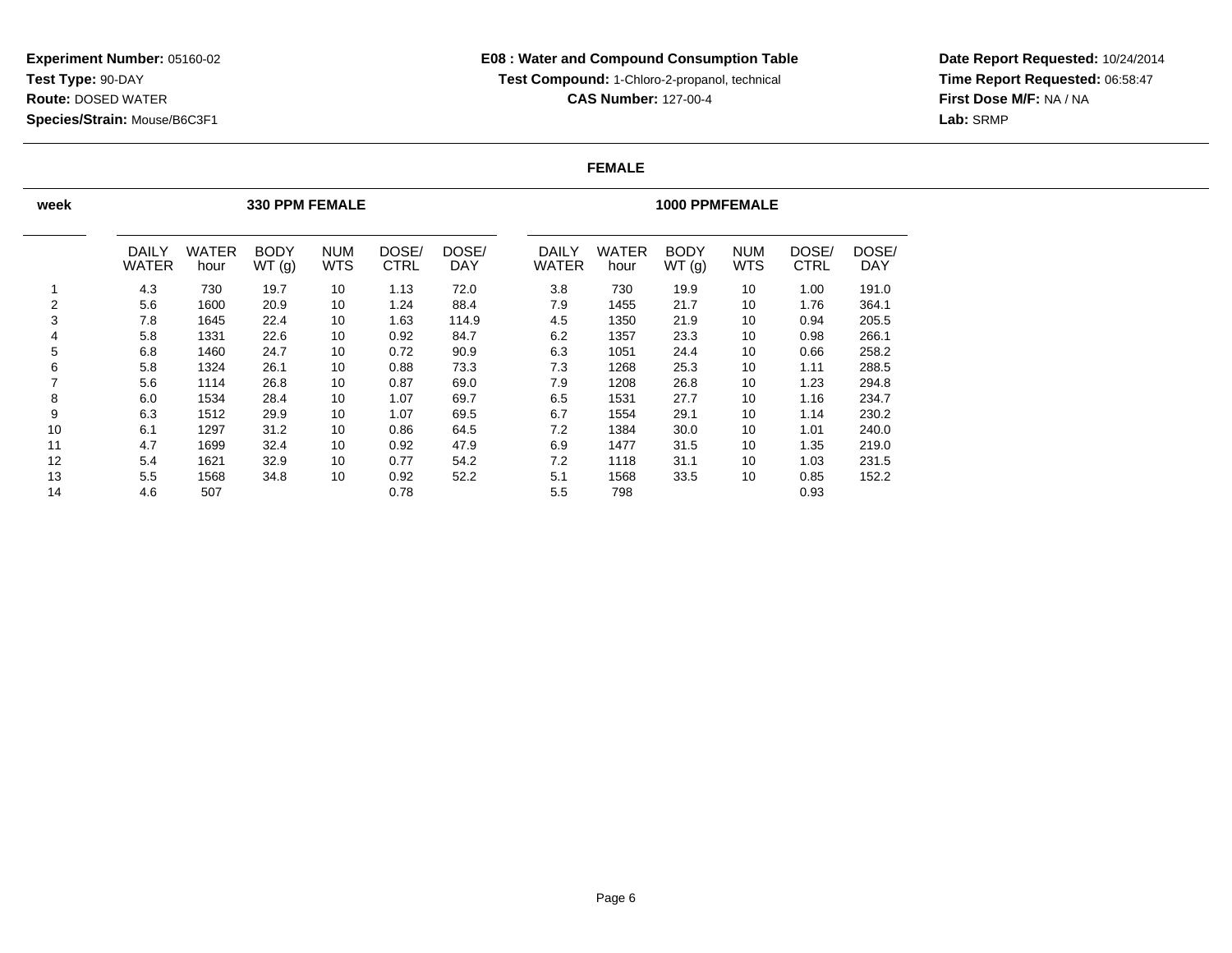**Experiment Number:** 05160-02
**Test Type:** 90-DAY
**Route:** DOSED WATER
**Species/Strain:** Mouse/B6C3F1

**E08 : Water and Compound Consumption Table**
**Test Compound:** 1-Chloro-2-propanol, technical
**CAS Number:** 127-00-4

**Date Report Requested:** 10/24/2014
**Time Report Requested:** 06:58:47
**First Dose M/F:** NA / NA
**Lab:** SRMP

**FEMALE**

| week | 330 PPM FEMALE | | | | | | 1000 PPMFEMALE | | | | | |
|---|---|---|---|---|---|---|---|---|---|---|---|---|
| | DAILY WATER | WATER hour | BODY WT (g) | NUM WTS | DOSE/ CTRL | DOSE/ DAY | DAILY WATER | WATER hour | BODY WT (g) | NUM WTS | DOSE/ CTRL | DOSE/ DAY |
| 1 | 4.3 | 730 | 19.7 | 10 | 1.13 | 72.0 | 3.8 | 730 | 19.9 | 10 | 1.00 | 191.0 |
| 2 | 5.6 | 1600 | 20.9 | 10 | 1.24 | 88.4 | 7.9 | 1455 | 21.7 | 10 | 1.76 | 364.1 |
| 3 | 7.8 | 1645 | 22.4 | 10 | 1.63 | 114.9 | 4.5 | 1350 | 21.9 | 10 | 0.94 | 205.5 |
| 4 | 5.8 | 1331 | 22.6 | 10 | 0.92 | 84.7 | 6.2 | 1357 | 23.3 | 10 | 0.98 | 266.1 |
| 5 | 6.8 | 1460 | 24.7 | 10 | 0.72 | 90.9 | 6.3 | 1051 | 24.4 | 10 | 0.66 | 258.2 |
| 6 | 5.8 | 1324 | 26.1 | 10 | 0.88 | 73.3 | 7.3 | 1268 | 25.3 | 10 | 1.11 | 288.5 |
| 7 | 5.6 | 1114 | 26.8 | 10 | 0.87 | 69.0 | 7.9 | 1208 | 26.8 | 10 | 1.23 | 294.8 |
| 8 | 6.0 | 1534 | 28.4 | 10 | 1.07 | 69.7 | 6.5 | 1531 | 27.7 | 10 | 1.16 | 234.7 |
| 9 | 6.3 | 1512 | 29.9 | 10 | 1.07 | 69.5 | 6.7 | 1554 | 29.1 | 10 | 1.14 | 230.2 |
| 10 | 6.1 | 1297 | 31.2 | 10 | 0.86 | 64.5 | 7.2 | 1384 | 30.0 | 10 | 1.01 | 240.0 |
| 11 | 4.7 | 1699 | 32.4 | 10 | 0.92 | 47.9 | 6.9 | 1477 | 31.5 | 10 | 1.35 | 219.0 |
| 12 | 5.4 | 1621 | 32.9 | 10 | 0.77 | 54.2 | 7.2 | 1118 | 31.1 | 10 | 1.03 | 231.5 |
| 13 | 5.5 | 1568 | 34.8 | 10 | 0.92 | 52.2 | 5.1 | 1568 | 33.5 | 10 | 0.85 | 152.2 |
| 14 | 4.6 | 507 | | | 0.78 | | 5.5 | 798 | | | 0.93 | |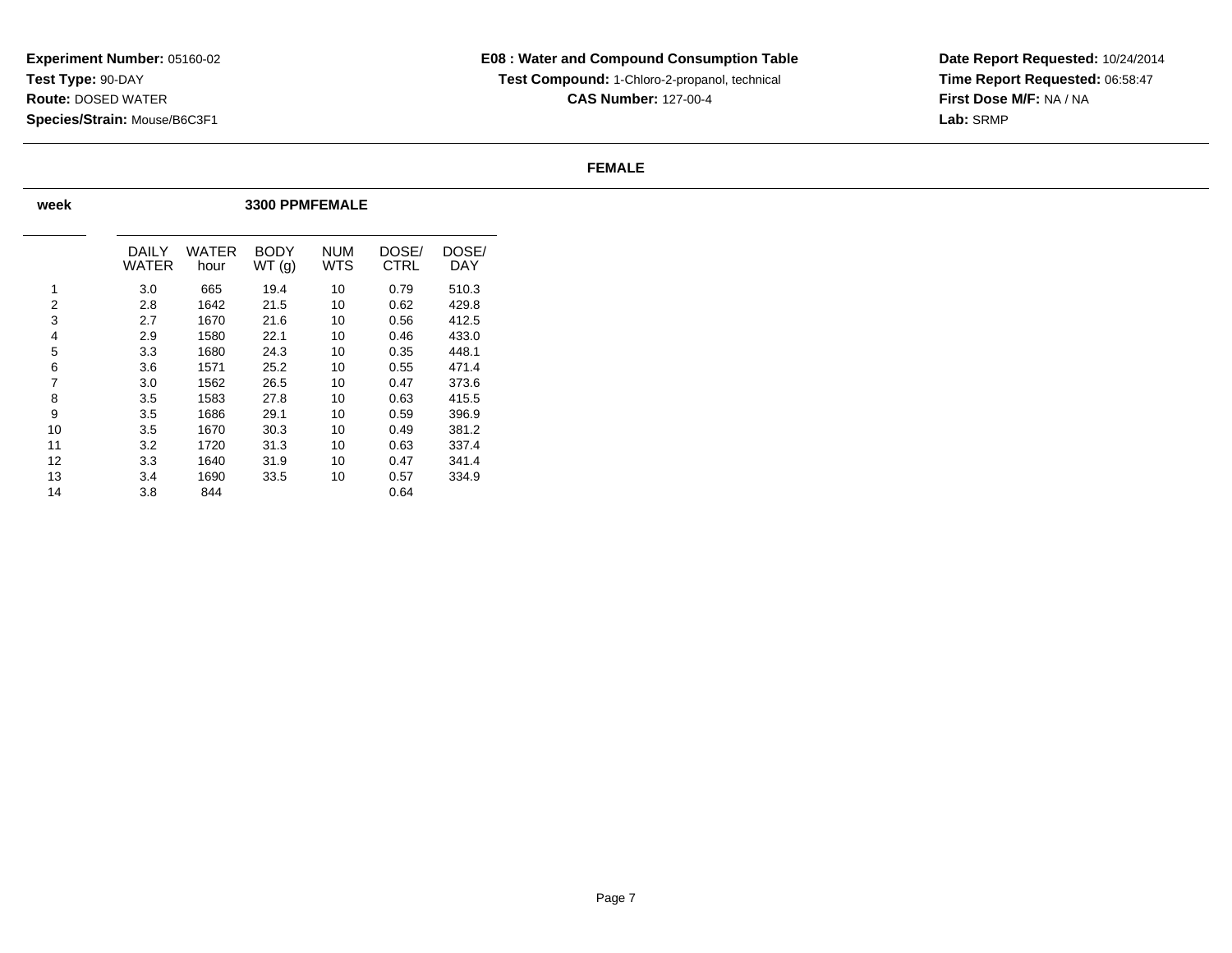**Experiment Number:** 05160-02
**Test Type:** 90-DAY
**Route:** DOSED WATER
**Species/Strain:** Mouse/B6C3F1

**E08 : Water and Compound Consumption Table**
**Test Compound:** 1-Chloro-2-propanol, technical
**CAS Number:** 127-00-4

**Date Report Requested:** 10/24/2014
**Time Report Requested:** 06:58:47
**First Dose M/F:** NA / NA
**Lab:** SRMP

**FEMALE**

| week | 3300 PPMFEMALE | | | | | |
|---|---|---|---|---|---|---|
| | DAILY WATER | WATER hour | BODY WT (g) | NUM WTS | DOSE/ CTRL | DOSE/ DAY |
| 1 | 3.0 | 665 | 19.4 | 10 | 0.79 | 510.3 |
| 2 | 2.8 | 1642 | 21.5 | 10 | 0.62 | 429.8 |
| 3 | 2.7 | 1670 | 21.6 | 10 | 0.56 | 412.5 |
| 4 | 2.9 | 1580 | 22.1 | 10 | 0.46 | 433.0 |
| 5 | 3.3 | 1680 | 24.3 | 10 | 0.35 | 448.1 |
| 6 | 3.6 | 1571 | 25.2 | 10 | 0.55 | 471.4 |
| 7 | 3.0 | 1562 | 26.5 | 10 | 0.47 | 373.6 |
| 8 | 3.5 | 1583 | 27.8 | 10 | 0.63 | 415.5 |
| 9 | 3.5 | 1686 | 29.1 | 10 | 0.59 | 396.9 |
| 10 | 3.5 | 1670 | 30.3 | 10 | 0.49 | 381.2 |
| 11 | 3.2 | 1720 | 31.3 | 10 | 0.63 | 337.4 |
| 12 | 3.3 | 1640 | 31.9 | 10 | 0.47 | 341.4 |
| 13 | 3.4 | 1690 | 33.5 | 10 | 0.57 | 334.9 |
| 14 | 3.8 | 844 | | | 0.64 | |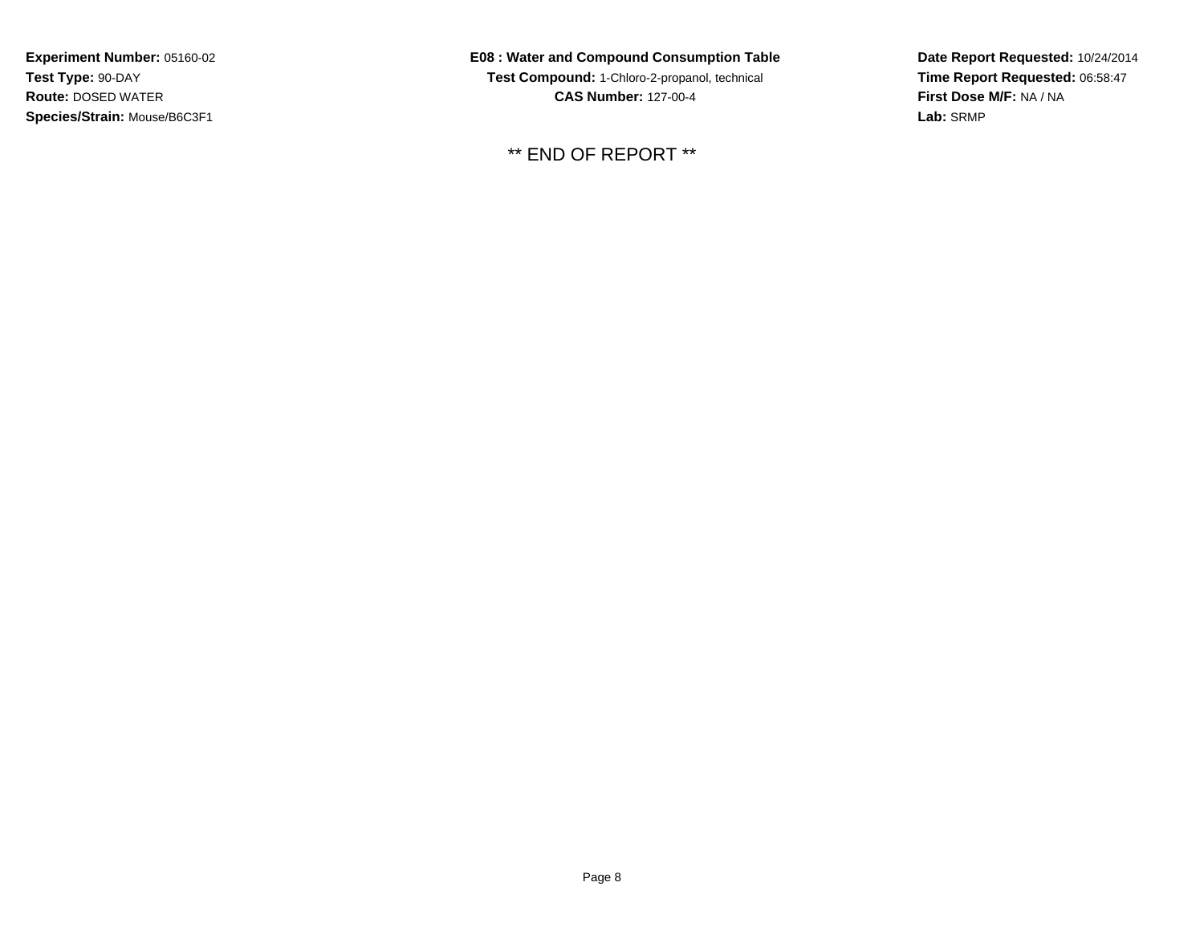**Experiment Number:** 05160-02
**Test Type:** 90-DAY
**Route:** DOSED WATER
**Species/Strain:** Mouse/B6C3F1

**E08 : Water and Compound Consumption Table**
**Test Compound:** 1-Chloro-2-propanol, technical
**CAS Number:** 127-00-4

**Date Report Requested:** 10/24/2014
**Time Report Requested:** 06:58:47
**First Dose M/F:** NA / NA
**Lab:** SRMP

** END OF REPORT **